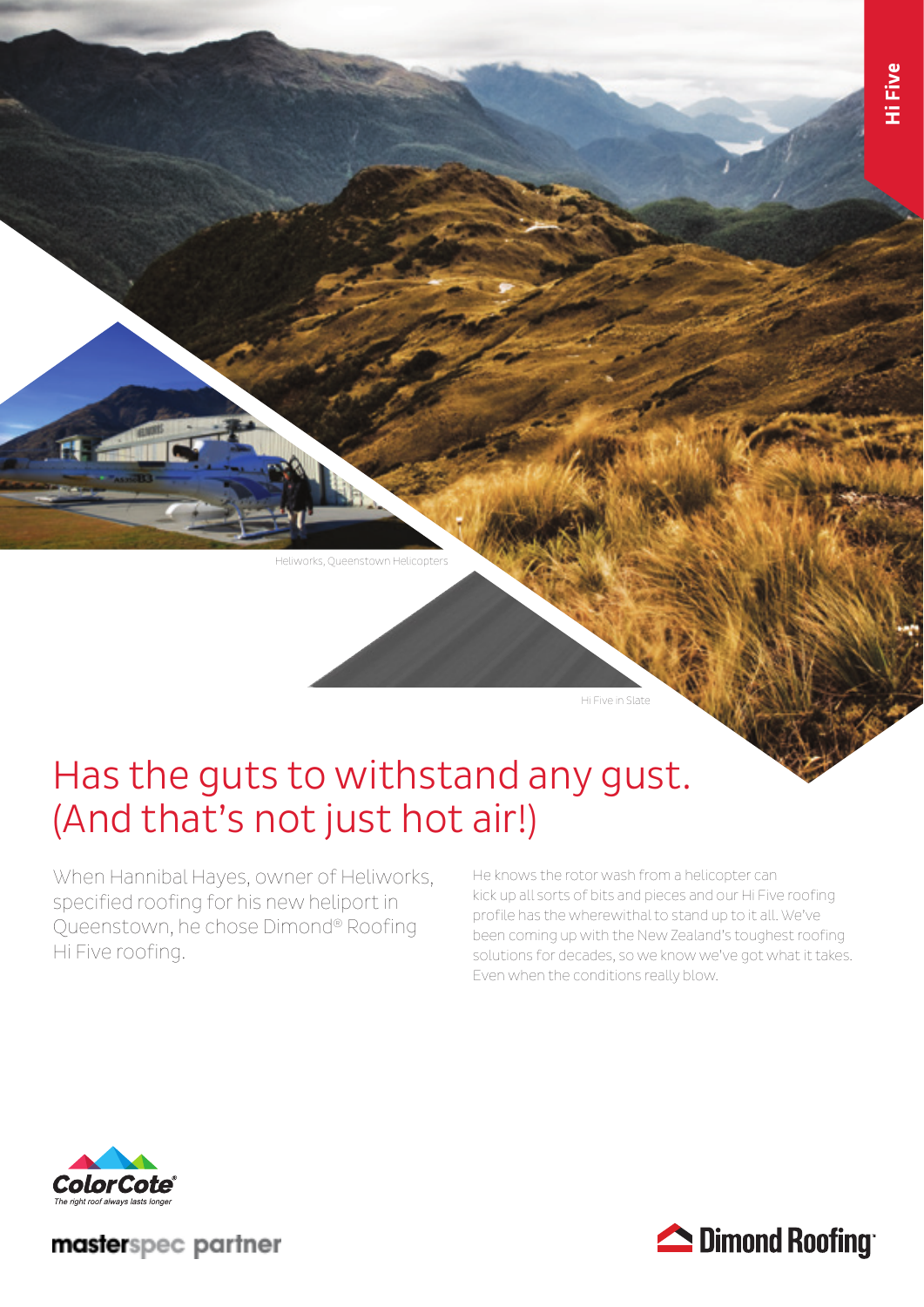Hi Five

Heliworks, Queenstown Helicopters

Hi Five in Slate

# Has the guts to withstand any gust. (And that's not just hot air!)

When Hannibal Hayes, owner of Heliworks, specified roofing for his new heliport in Queenstown, he chose Dimond® Roofing Hi Five roofing.

He knows the rotor wash from a helicopter can kick up all sorts of bits and pieces and our Hi Five roofing profile has the wherewithal to stand up to it all. We've been coming up with the New Zealand's toughest roofing solutions for decades, so we know we've got what it takes. Even when the conditions really blow.

ColorCote® The right roof always lasts longer

masterspec partner

Dimond Roofing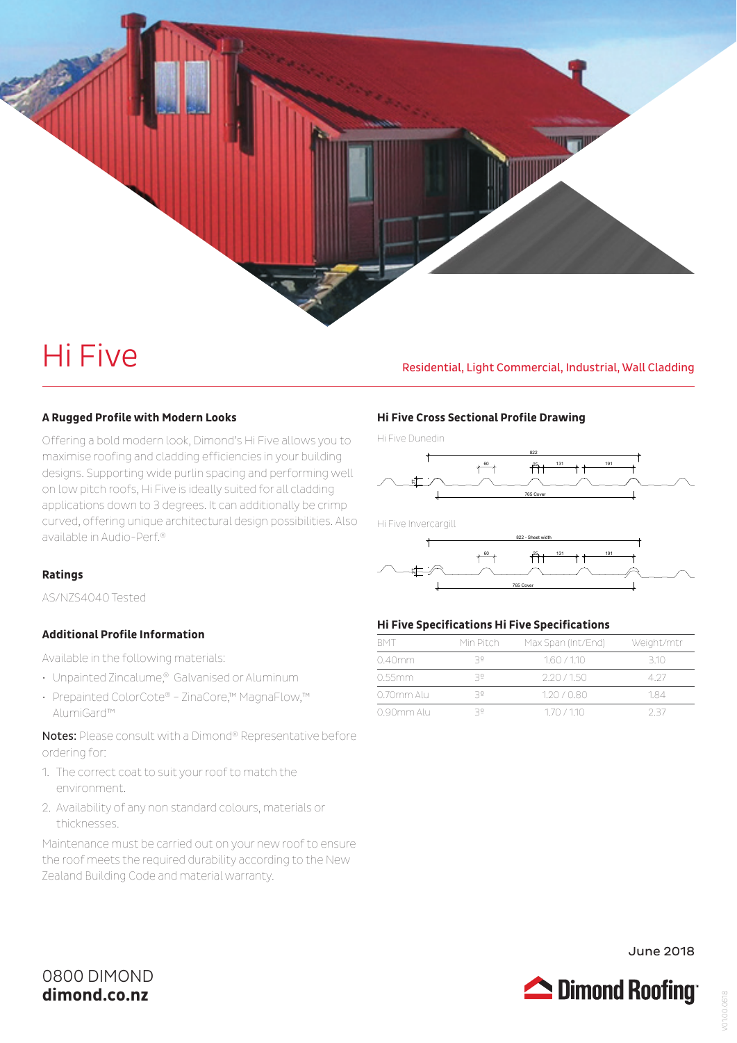# Hi Five

Residential, Light Commercial, Industrial, Wall Cladding

### A Rugged Profile with Modern Looks

Offering a bold modern look, Dimond's Hi Five allows you to maximise roofing and cladding efficiencies in your building designs. Supporting wide purlin spacing and performing well on low pitch roofs, Hi Five is ideally suited for all cladding applications down to 3 degrees. It can additionally be crimp curved, offering unique architectural design possibilities. Also available in Audio-Perf.®

### Ratings

AS/NZS4040 Tested

### Additional Profile Information

Available in the following materials:

- Unpainted Zincalume,® Galvanised or Aluminum
- Prepainted ColorCote® – ZinaCore,™ MagnaFlow,™ AlumiGard™

**Notes:** Please consult with a Dimond® Representative before ordering for:

1. The correct coat to suit your roof to match the environment.
2. Availability of any non standard colours, materials or thicknesses.

Maintenance must be carried out on your new roof to ensure the roof meets the required durability according to the New Zealand Building Code and material warranty.

### Hi Five Cross Sectional Profile Drawing

Hi Five Dunedin

822
60
25
131
191
765 Cover

Hi Five Invercargill

822 - Sheet width
60
25
131
191
765 Cover

### Hi Five Specifications Hi Five Specifications

| BMT | Min Pitch | Max Span (Int/End) | Weight/mtr |
|---|---|---|---|
| 0.40mm | 3º | 1.60 / 1.10 | 3.10 |
| 0.55mm | 3º | 2.20 / 1.50 | 4.27 |
| 0.70mm Alu | 3º | 1.20 / 0.80 | 1.84 |
| 0.90mm Alu | 3º | 1.70 / 1.10 | 2.37 |

June 2018

0800 DIMOND
**dimond.co.nz**

Dimond Roofing